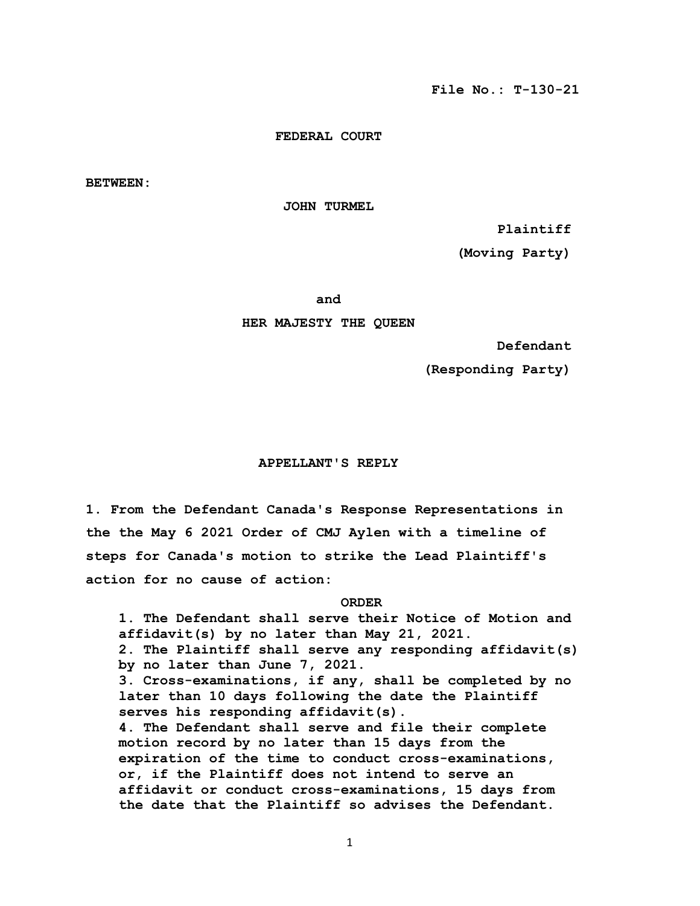**File No.: T-130-21**

**FEDERAL COURT**

**BETWEEN:**

**JOHN TURMEL**

**Plaintiff**

**(Moving Party)**

**and**

**HER MAJESTY THE QUEEN**

**Defendant**

**(Responding Party)**

**APPELLANT'S REPLY**

**1. From the Defendant Canada's Response Representations in the the May 6 2021 Order of CMJ Aylen with a timeline of steps for Canada's motion to strike the Lead Plaintiff's action for no cause of action:**

> **ORDER**
>
> **1. The Defendant shall serve their Notice of Motion and affidavit(s) by no later than May 21, 2021.**
>
> **2. The Plaintiff shall serve any responding affidavit(s) by no later than June 7, 2021.**
>
> **3. Cross-examinations, if any, shall be completed by no later than 10 days following the date the Plaintiff serves his responding affidavit(s).**
>
> **4. The Defendant shall serve and file their complete motion record by no later than 15 days from the expiration of the time to conduct cross-examinations, or, if the Plaintiff does not intend to serve an affidavit or conduct cross-examinations, 15 days from the date that the Plaintiff so advises the Defendant.**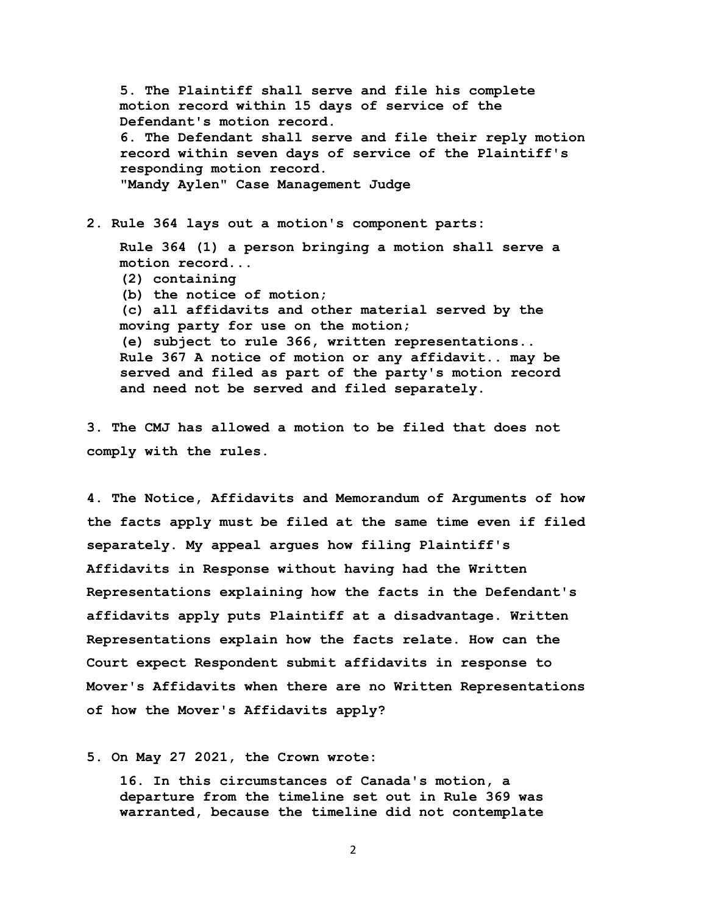> **5. The Plaintiff shall serve and file his complete motion record within 15 days of service of the Defendant's motion record.**
> **6. The Defendant shall serve and file their reply motion record within seven days of service of the Plaintiff's responding motion record.**
> **"Mandy Aylen" Case Management Judge**

**2. Rule 364 lays out a motion's component parts:**

> **Rule 364 (1) a person bringing a motion shall serve a motion record...**
> **(2) containing**
> **(b) the notice of motion;**
> **(c) all affidavits and other material served by the moving party for use on the motion;**
> **(e) subject to rule 366, written representations..**
> **Rule 367 A notice of motion or any affidavit.. may be served and filed as part of the party's motion record and need not be served and filed separately.**

**3. The CMJ has allowed a motion to be filed that does not comply with the rules.**

**4. The Notice, Affidavits and Memorandum of Arguments of how the facts apply must be filed at the same time even if filed separately. My appeal argues how filing Plaintiff's Affidavits in Response without having had the Written Representations explaining how the facts in the Defendant's affidavits apply puts Plaintiff at a disadvantage. Written Representations explain how the facts relate. How can the Court expect Respondent submit affidavits in response to Mover's Affidavits when there are no Written Representations of how the Mover's Affidavits apply?**

**5. On May 27 2021, the Crown wrote:**

> **16. In this circumstances of Canada's motion, a departure from the timeline set out in Rule 369 was warranted, because the timeline did not contemplate**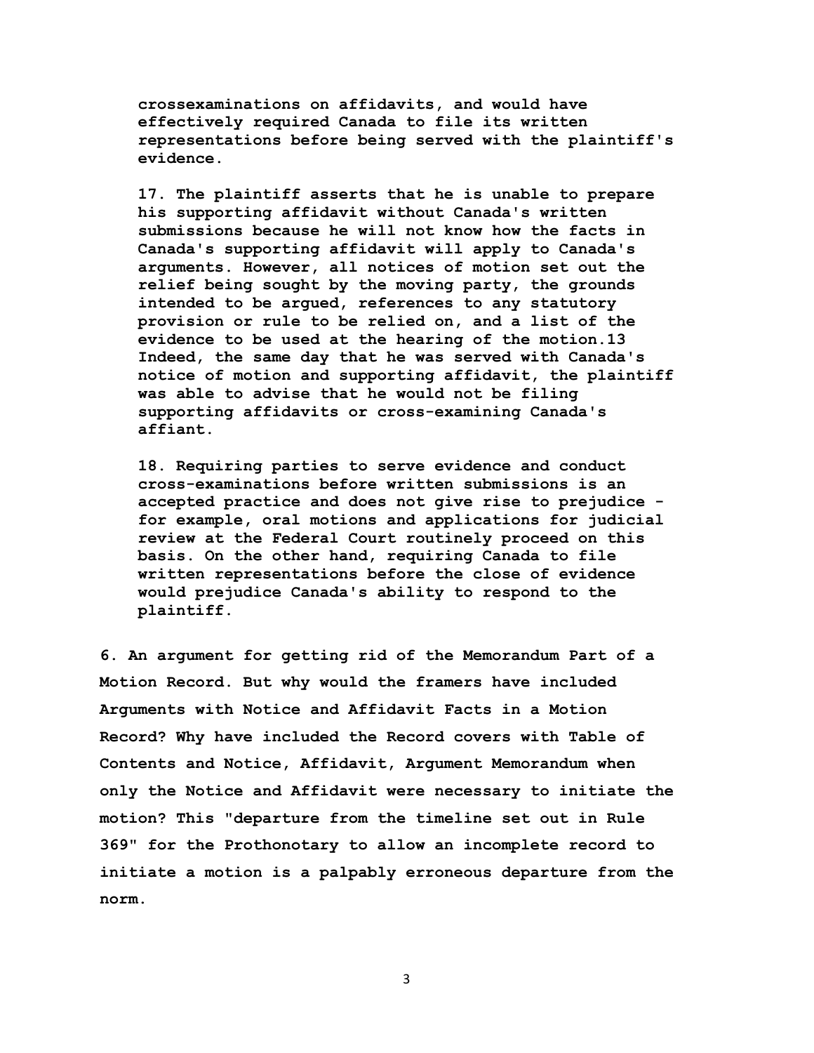> **crossexaminations on affidavits, and would have effectively required Canada to file its written representations before being served with the plaintiff's evidence.**
>
> **17. The plaintiff asserts that he is unable to prepare his supporting affidavit without Canada's written submissions because he will not know how the facts in Canada's supporting affidavit will apply to Canada's arguments. However, all notices of motion set out the relief being sought by the moving party, the grounds intended to be argued, references to any statutory provision or rule to be relied on, and a list of the evidence to be used at the hearing of the motion.13 Indeed, the same day that he was served with Canada's notice of motion and supporting affidavit, the plaintiff was able to advise that he would not be filing supporting affidavits or cross-examining Canada's affiant.**
>
> **18. Requiring parties to serve evidence and conduct cross-examinations before written submissions is an accepted practice and does not give rise to prejudice - for example, oral motions and applications for judicial review at the Federal Court routinely proceed on this basis. On the other hand, requiring Canada to file written representations before the close of evidence would prejudice Canada's ability to respond to the plaintiff.**

**6. An argument for getting rid of the Memorandum Part of a Motion Record. But why would the framers have included Arguments with Notice and Affidavit Facts in a Motion Record? Why have included the Record covers with Table of Contents and Notice, Affidavit, Argument Memorandum when only the Notice and Affidavit were necessary to initiate the motion? This "departure from the timeline set out in Rule 369" for the Prothonotary to allow an incomplete record to initiate a motion is a palpably erroneous departure from the norm.**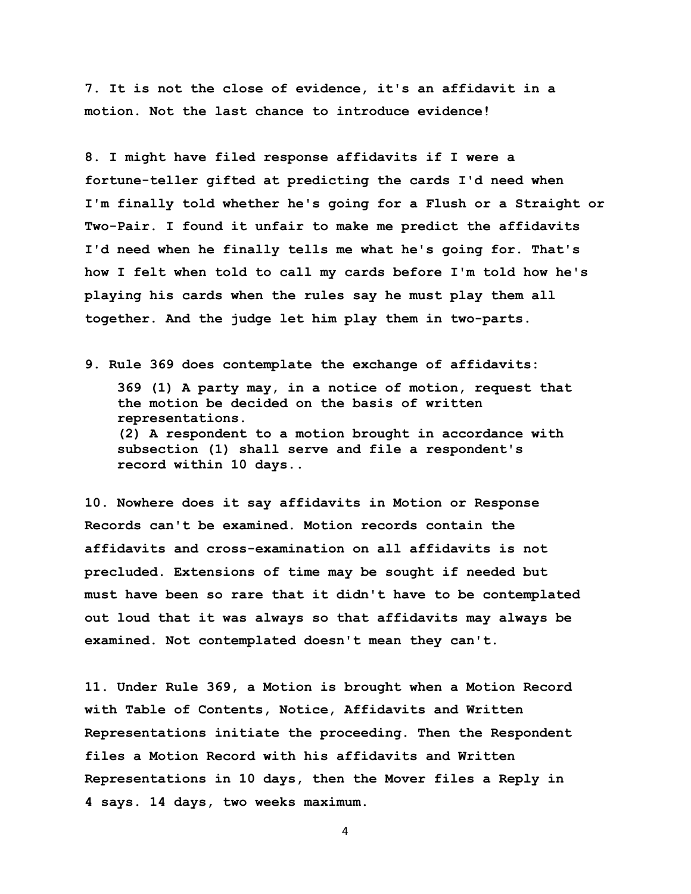**7. It is not the close of evidence, it's an affidavit in a motion. Not the last chance to introduce evidence!**

**8. I might have filed response affidavits if I were a fortune-teller gifted at predicting the cards I'd need when I'm finally told whether he's going for a Flush or a Straight or Two-Pair. I found it unfair to make me predict the affidavits I'd need when he finally tells me what he's going for. That's how I felt when told to call my cards before I'm told how he's playing his cards when the rules say he must play them all together. And the judge let him play them in two-parts.**

**9. Rule 369 does contemplate the exchange of affidavits:**

> **369 (1) A party may, in a notice of motion, request that the motion be decided on the basis of written representations.**
> **(2) A respondent to a motion brought in accordance with subsection (1) shall serve and file a respondent's record within 10 days..**

**10. Nowhere does it say affidavits in Motion or Response Records can't be examined. Motion records contain the affidavits and cross-examination on all affidavits is not precluded. Extensions of time may be sought if needed but must have been so rare that it didn't have to be contemplated out loud that it was always so that affidavits may always be examined. Not contemplated doesn't mean they can't.**

**11. Under Rule 369, a Motion is brought when a Motion Record with Table of Contents, Notice, Affidavits and Written Representations initiate the proceeding. Then the Respondent files a Motion Record with his affidavits and Written Representations in 10 days, then the Mover files a Reply in 4 says. 14 days, two weeks maximum.**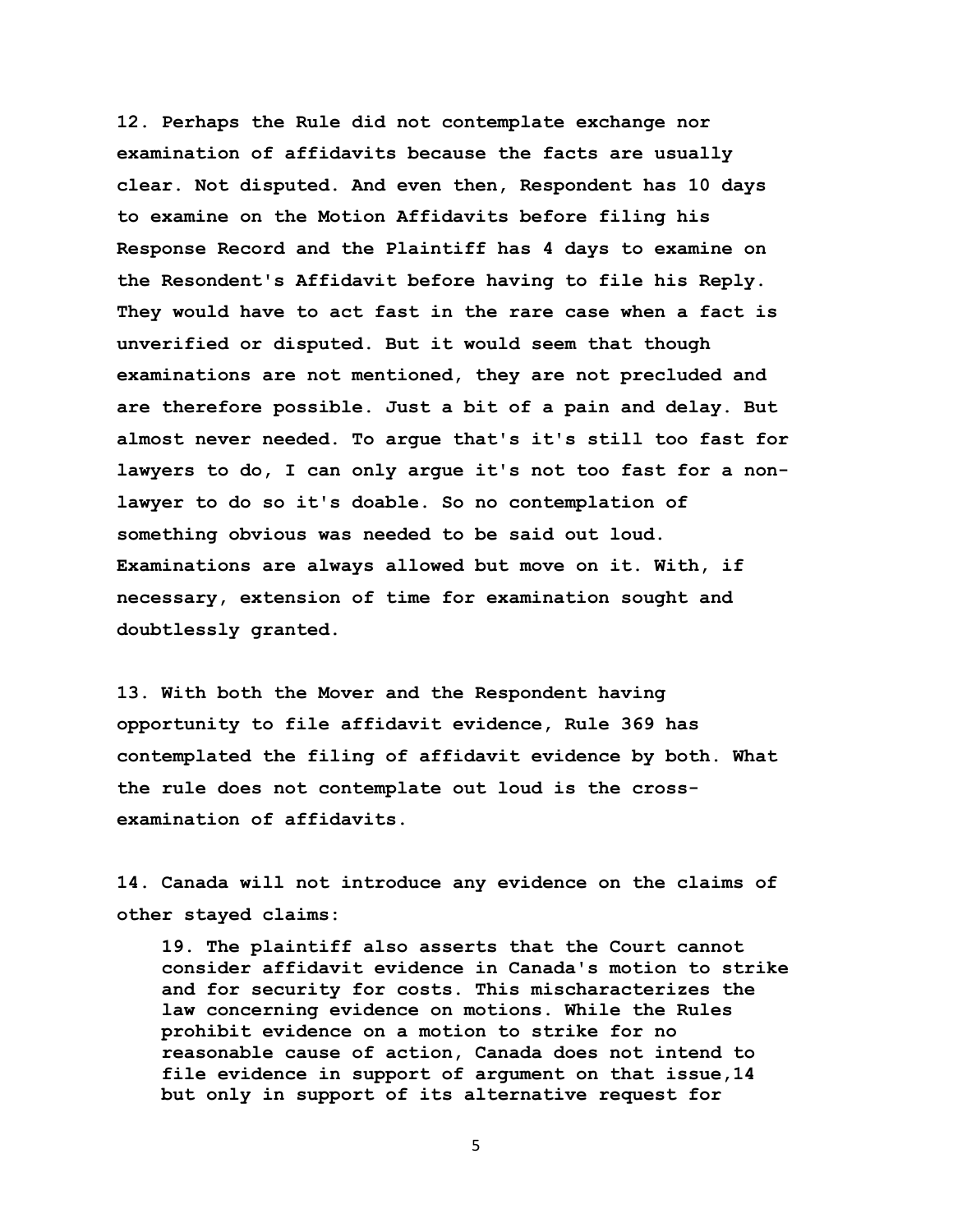**12. Perhaps the Rule did not contemplate exchange nor examination of affidavits because the facts are usually clear. Not disputed. And even then, Respondent has 10 days to examine on the Motion Affidavits before filing his Response Record and the Plaintiff has 4 days to examine on the Resondent's Affidavit before having to file his Reply. They would have to act fast in the rare case when a fact is unverified or disputed. But it would seem that though examinations are not mentioned, they are not precluded and are therefore possible. Just a bit of a pain and delay. But almost never needed. To argue that's it's still too fast for lawyers to do, I can only argue it's not too fast for a non-lawyer to do so it's doable. So no contemplation of something obvious was needed to be said out loud. Examinations are always allowed but move on it. With, if necessary, extension of time for examination sought and doubtlessly granted.**

**13. With both the Mover and the Respondent having opportunity to file affidavit evidence, Rule 369 has contemplated the filing of affidavit evidence by both. What the rule does not contemplate out loud is the cross-examination of affidavits.**

**14. Canada will not introduce any evidence on the claims of other stayed claims:**

> **19. The plaintiff also asserts that the Court cannot consider affidavit evidence in Canada's motion to strike and for security for costs. This mischaracterizes the law concerning evidence on motions. While the Rules prohibit evidence on a motion to strike for no reasonable cause of action, Canada does not intend to file evidence in support of argument on that issue,14 but only in support of its alternative request for**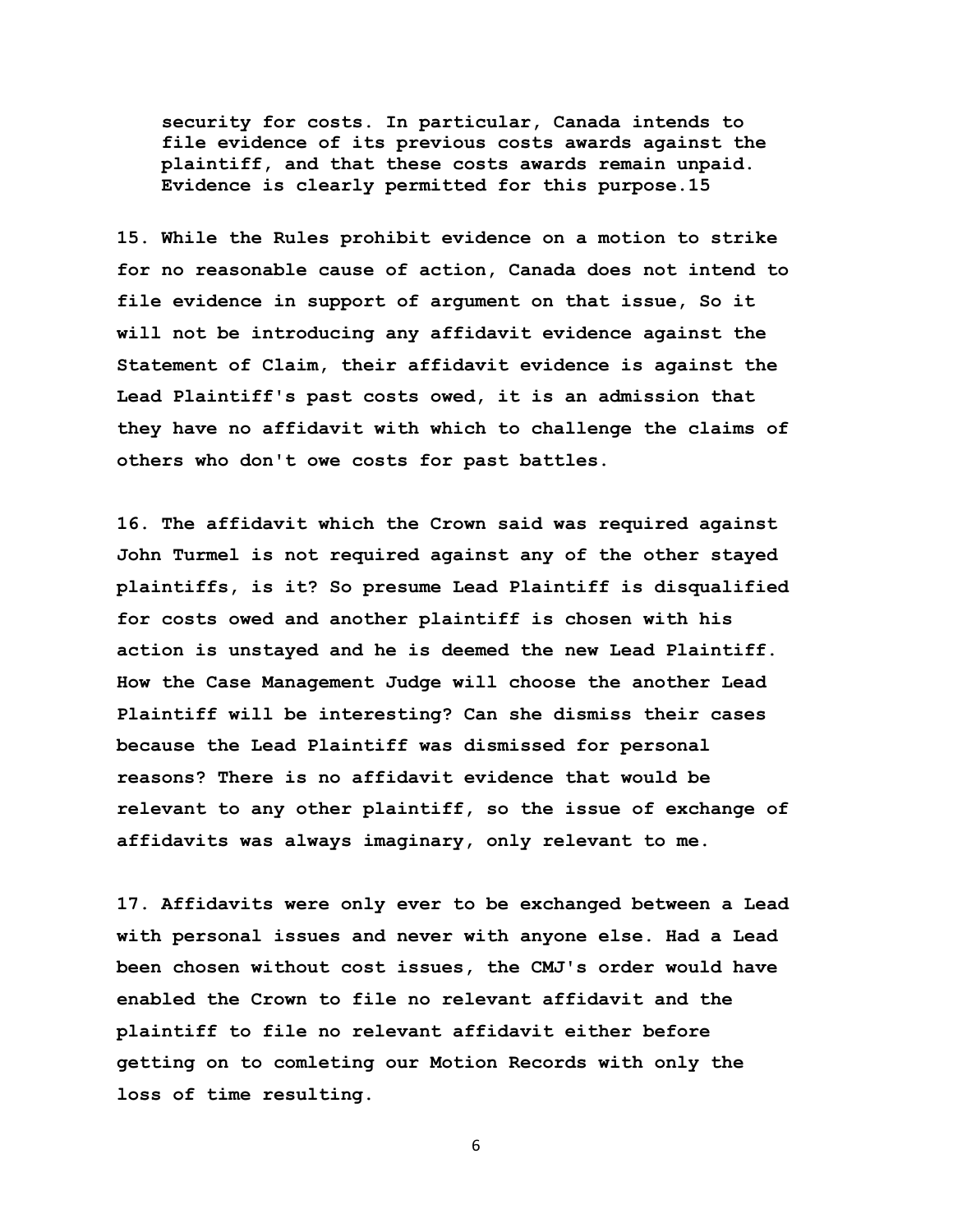security for costs. In particular, Canada intends to file evidence of its previous costs awards against the plaintiff, and that these costs awards remain unpaid. Evidence is clearly permitted for this purpose.15

15. While the Rules prohibit evidence on a motion to strike for no reasonable cause of action, Canada does not intend to file evidence in support of argument on that issue, So it will not be introducing any affidavit evidence against the Statement of Claim, their affidavit evidence is against the Lead Plaintiff's past costs owed, it is an admission that they have no affidavit with which to challenge the claims of others who don't owe costs for past battles.

16. The affidavit which the Crown said was required against John Turmel is not required against any of the other stayed plaintiffs, is it? So presume Lead Plaintiff is disqualified for costs owed and another plaintiff is chosen with his action is unstayed and he is deemed the new Lead Plaintiff. How the Case Management Judge will choose the another Lead Plaintiff will be interesting? Can she dismiss their cases because the Lead Plaintiff was dismissed for personal reasons? There is no affidavit evidence that would be relevant to any other plaintiff, so the issue of exchange of affidavits was always imaginary, only relevant to me.

17. Affidavits were only ever to be exchanged between a Lead with personal issues and never with anyone else. Had a Lead been chosen without cost issues, the CMJ's order would have enabled the Crown to file no relevant affidavit and the plaintiff to file no relevant affidavit either before getting on to comleting our Motion Records with only the loss of time resulting.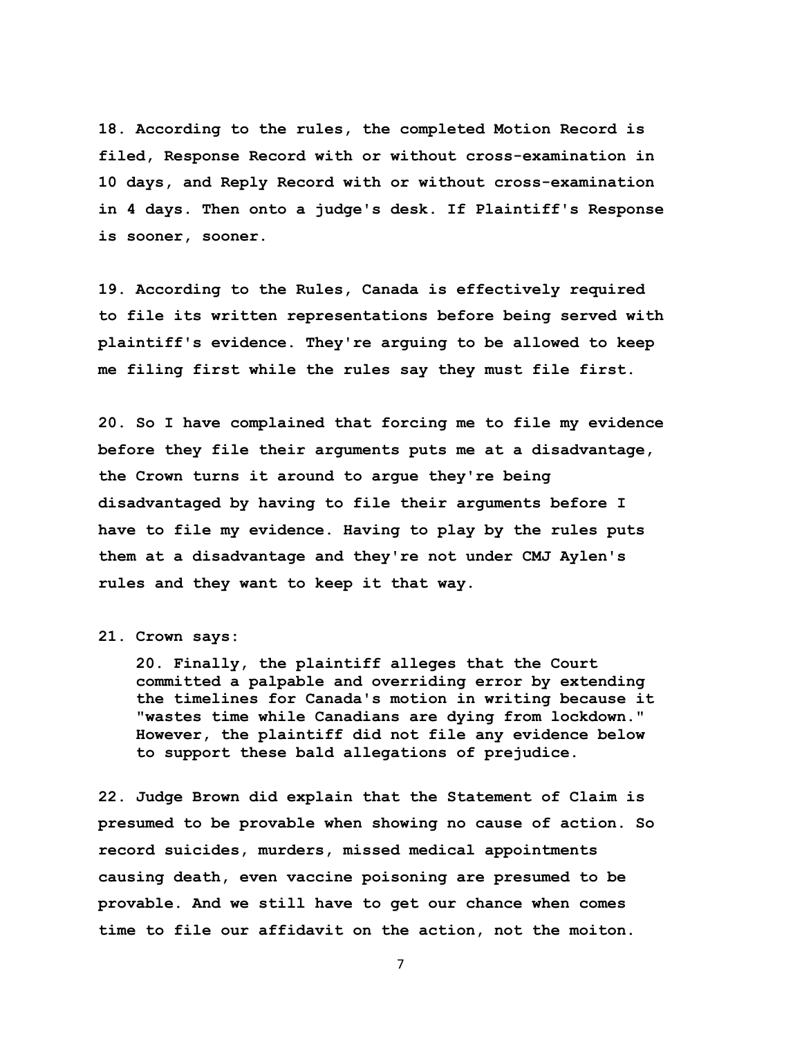**18. According to the rules, the completed Motion Record is filed, Response Record with or without cross-examination in 10 days, and Reply Record with or without cross-examination in 4 days. Then onto a judge's desk. If Plaintiff's Response is sooner, sooner.**

**19. According to the Rules, Canada is effectively required to file its written representations before being served with plaintiff's evidence. They're arguing to be allowed to keep me filing first while the rules say they must file first.**

**20. So I have complained that forcing me to file my evidence before they file their arguments puts me at a disadvantage, the Crown turns it around to argue they're being disadvantaged by having to file their arguments before I have to file my evidence. Having to play by the rules puts them at a disadvantage and they're not under CMJ Aylen's rules and they want to keep it that way.**

**21. Crown says:**

> **20. Finally, the plaintiff alleges that the Court committed a palpable and overriding error by extending the timelines for Canada's motion in writing because it "wastes time while Canadians are dying from lockdown." However, the plaintiff did not file any evidence below to support these bald allegations of prejudice.**

**22. Judge Brown did explain that the Statement of Claim is presumed to be provable when showing no cause of action. So record suicides, murders, missed medical appointments causing death, even vaccine poisoning are presumed to be provable. And we still have to get our chance when comes time to file our affidavit on the action, not the moiton.**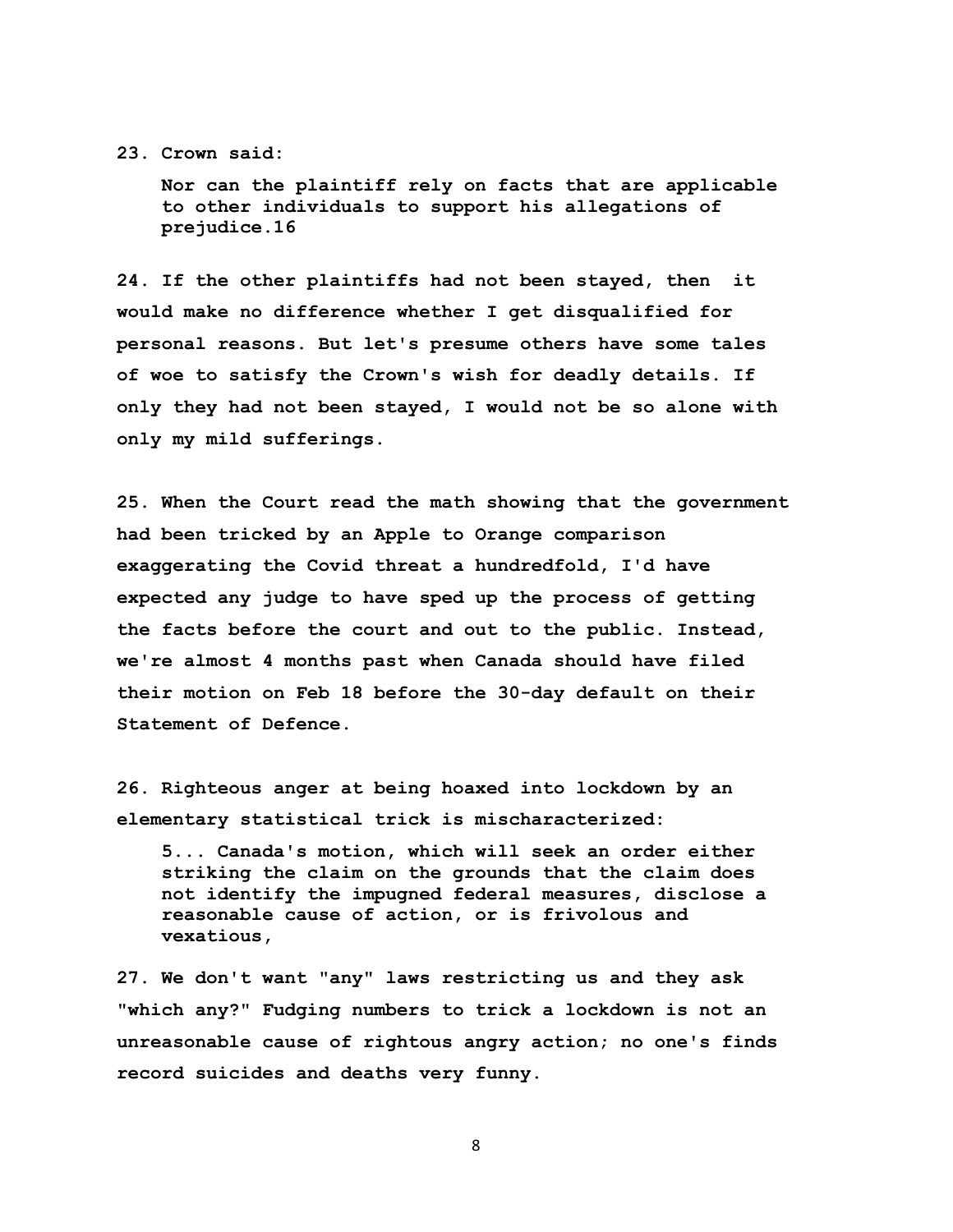**23. Crown said:**

> **Nor can the plaintiff rely on facts that are applicable to other individuals to support his allegations of prejudice.16**

**24. If the other plaintiffs had not been stayed, then it would make no difference whether I get disqualified for personal reasons. But let's presume others have some tales of woe to satisfy the Crown's wish for deadly details. If only they had not been stayed, I would not be so alone with only my mild sufferings.**

**25. When the Court read the math showing that the government had been tricked by an Apple to Orange comparison exaggerating the Covid threat a hundredfold, I'd have expected any judge to have sped up the process of getting the facts before the court and out to the public. Instead, we're almost 4 months past when Canada should have filed their motion on Feb 18 before the 30-day default on their Statement of Defence.**

**26. Righteous anger at being hoaxed into lockdown by an elementary statistical trick is mischaracterized:**

> **5... Canada's motion, which will seek an order either striking the claim on the grounds that the claim does not identify the impugned federal measures, disclose a reasonable cause of action, or is frivolous and vexatious,**

**27. We don't want "any" laws restricting us and they ask "which any?" Fudging numbers to trick a lockdown is not an unreasonable cause of rightous angry action; no one's finds record suicides and deaths very funny.**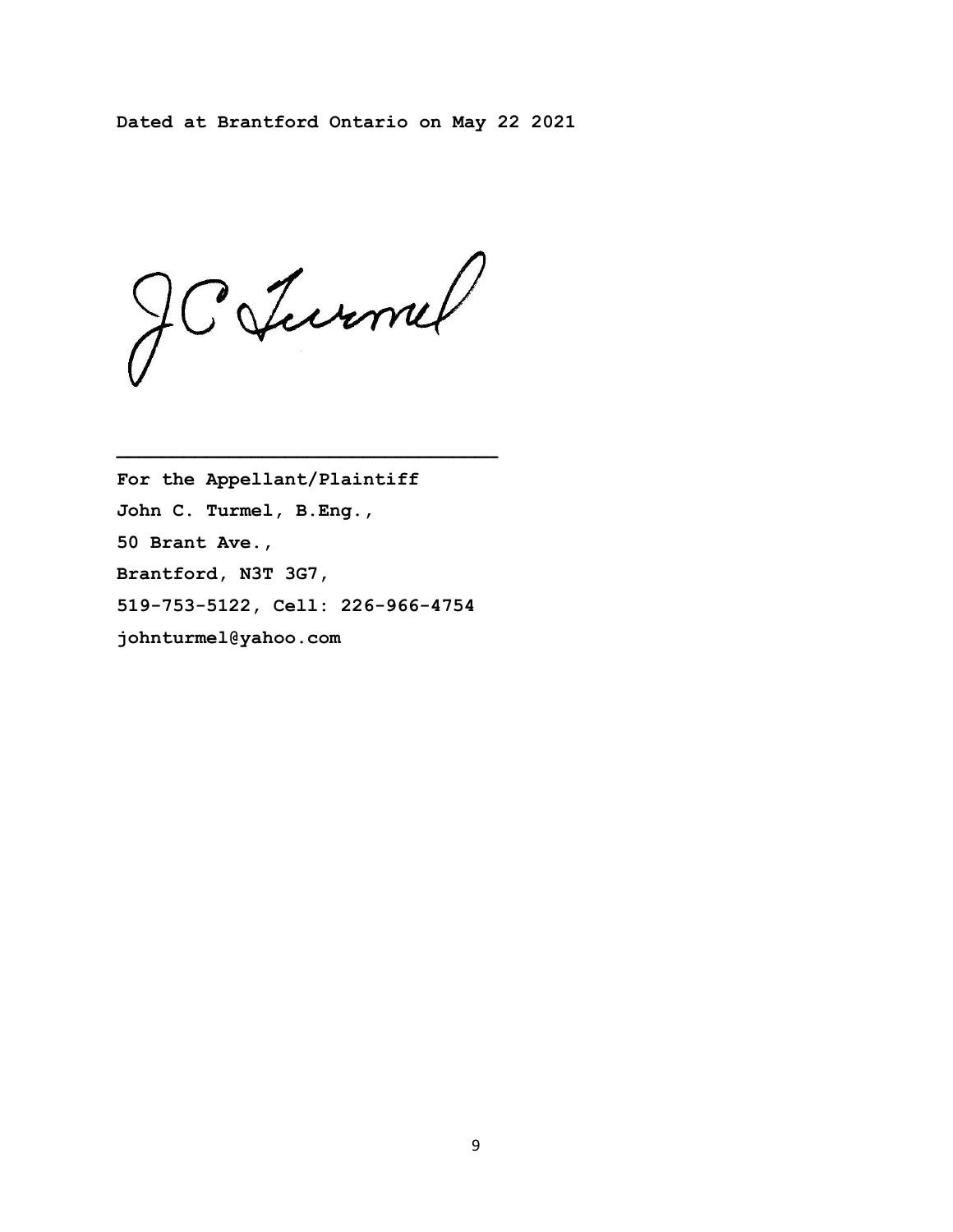**Dated at Brantford Ontario on May 22 2021**

_________________________________

**For the Appellant/Plaintiff**

**John C. Turmel, B.Eng.,**

**50 Brant Ave.,**

**Brantford, N3T 3G7,**

**519-753-5122, Cell: 226-966-4754**

**johnturmel@yahoo.com**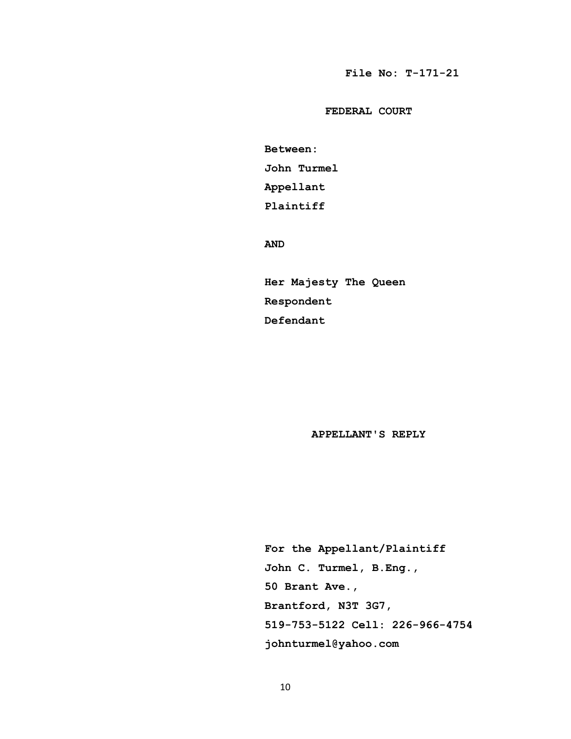**File No: T-171-21**

**FEDERAL COURT**

**Between:**

**John Turmel**

**Appellant**

**Plaintiff**

**AND**

**Her Majesty The Queen**

**Respondent**

**Defendant**

**APPELLANT'S REPLY**

**For the Appellant/Plaintiff**

**John C. Turmel, B.Eng.,**

**50 Brant Ave.,**

**Brantford, N3T 3G7,**

**519-753-5122 Cell: 226-966-4754**

**johnturmel@yahoo.com**